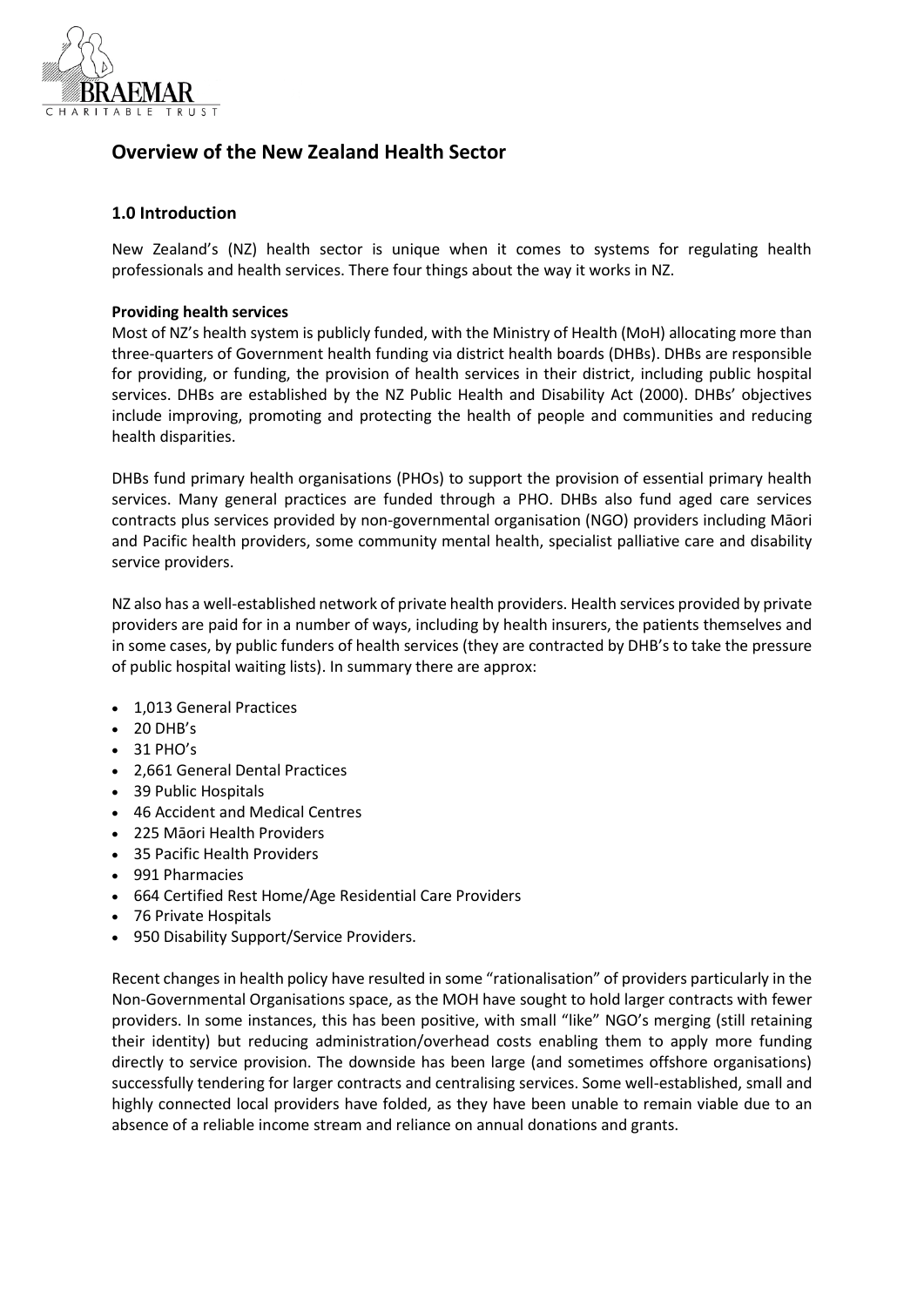# Overview of the New Zealand Health Sector

## 1.0 Introduction

New Zealand's (NZ) health sector is unique when it comes to systems for regulating health professionals and health services. There four things about the way it works in NZ.

**Providing health services**

Most of NZ's health system is publicly funded, with the Ministry of Health (MoH) allocating more than three-quarters of Government health funding via district health boards (DHBs). DHBs are responsible for providing, or funding, the provision of health services in their district, including public hospital services. DHBs are established by the NZ Public Health and Disability Act (2000). DHBs' objectives include improving, promoting and protecting the health of people and communities and reducing health disparities.

DHBs fund primary health organisations (PHOs) to support the provision of essential primary health services. Many general practices are funded through a PHO. DHBs also fund aged care services contracts plus services provided by non-governmental organisation (NGO) providers including Māori and Pacific health providers, some community mental health, specialist palliative care and disability service providers.

NZ also has a well-established network of private health providers. Health services provided by private providers are paid for in a number of ways, including by health insurers, the patients themselves and in some cases, by public funders of health services (they are contracted by DHB's to take the pressure of public hospital waiting lists). In summary there are approx:

- 1,013 General Practices
- 20 DHB's
- 31 PHO's
- 2,661 General Dental Practices
- 39 Public Hospitals
- 46 Accident and Medical Centres
- 225 Māori Health Providers
- 35 Pacific Health Providers
- 991 Pharmacies
- 664 Certified Rest Home/Age Residential Care Providers
- 76 Private Hospitals
- 950 Disability Support/Service Providers.

Recent changes in health policy have resulted in some "rationalisation" of providers particularly in the Non-Governmental Organisations space, as the MOH have sought to hold larger contracts with fewer providers. In some instances, this has been positive, with small "like" NGO's merging (still retaining their identity) but reducing administration/overhead costs enabling them to apply more funding directly to service provision. The downside has been large (and sometimes offshore organisations) successfully tendering for larger contracts and centralising services. Some well-established, small and highly connected local providers have folded, as they have been unable to remain viable due to an absence of a reliable income stream and reliance on annual donations and grants.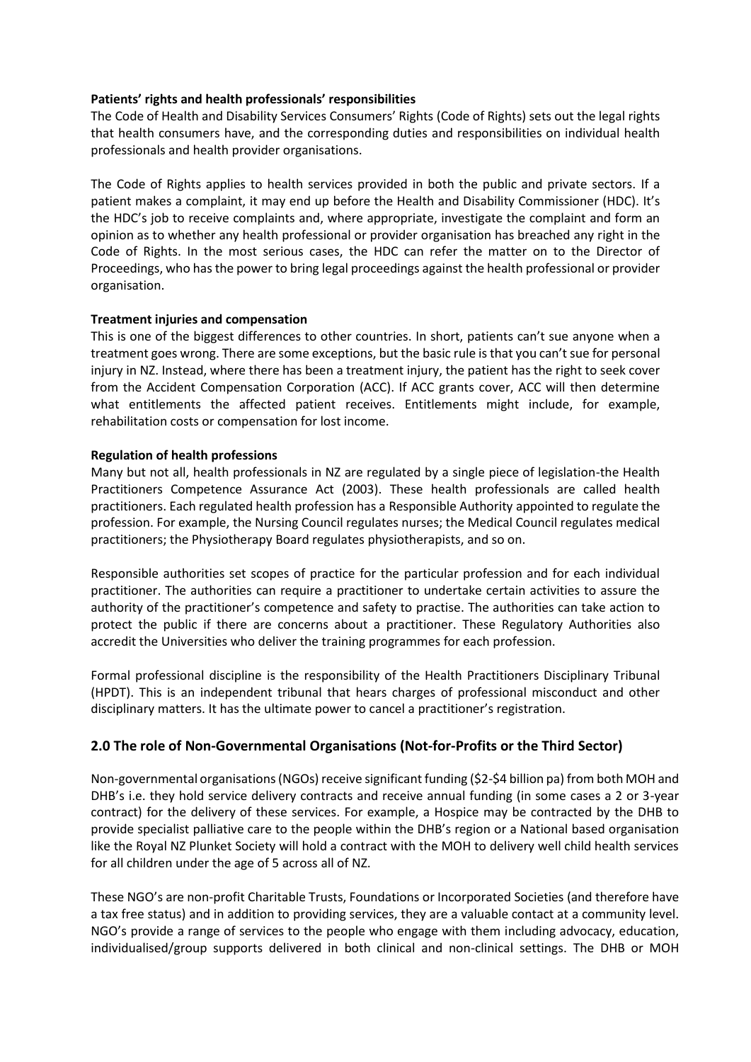**Patients' rights and health professionals' responsibilities**
The Code of Health and Disability Services Consumers' Rights (Code of Rights) sets out the legal rights that health consumers have, and the corresponding duties and responsibilities on individual health professionals and health provider organisations.

The Code of Rights applies to health services provided in both the public and private sectors. If a patient makes a complaint, it may end up before the Health and Disability Commissioner (HDC). It's the HDC's job to receive complaints and, where appropriate, investigate the complaint and form an opinion as to whether any health professional or provider organisation has breached any right in the Code of Rights. In the most serious cases, the HDC can refer the matter on to the Director of Proceedings, who has the power to bring legal proceedings against the health professional or provider organisation.

**Treatment injuries and compensation**
This is one of the biggest differences to other countries. In short, patients can't sue anyone when a treatment goes wrong. There are some exceptions, but the basic rule is that you can't sue for personal injury in NZ. Instead, where there has been a treatment injury, the patient has the right to seek cover from the Accident Compensation Corporation (ACC). If ACC grants cover, ACC will then determine what entitlements the affected patient receives. Entitlements might include, for example, rehabilitation costs or compensation for lost income.

**Regulation of health professions**
Many but not all, health professionals in NZ are regulated by a single piece of legislation-the Health Practitioners Competence Assurance Act (2003). These health professionals are called health practitioners. Each regulated health profession has a Responsible Authority appointed to regulate the profession. For example, the Nursing Council regulates nurses; the Medical Council regulates medical practitioners; the Physiotherapy Board regulates physiotherapists, and so on.

Responsible authorities set scopes of practice for the particular profession and for each individual practitioner. The authorities can require a practitioner to undertake certain activities to assure the authority of the practitioner's competence and safety to practise. The authorities can take action to protect the public if there are concerns about a practitioner. These Regulatory Authorities also accredit the Universities who deliver the training programmes for each profession.

Formal professional discipline is the responsibility of the Health Practitioners Disciplinary Tribunal (HPDT). This is an independent tribunal that hears charges of professional misconduct and other disciplinary matters. It has the ultimate power to cancel a practitioner's registration.

## 2.0 The role of Non-Governmental Organisations (Not-for-Profits or the Third Sector)

Non-governmental organisations (NGOs) receive significant funding ($2-$4 billion pa) from both MOH and DHB's i.e. they hold service delivery contracts and receive annual funding (in some cases a 2 or 3-year contract) for the delivery of these services. For example, a Hospice may be contracted by the DHB to provide specialist palliative care to the people within the DHB's region or a National based organisation like the Royal NZ Plunket Society will hold a contract with the MOH to delivery well child health services for all children under the age of 5 across all of NZ.

These NGO's are non-profit Charitable Trusts, Foundations or Incorporated Societies (and therefore have a tax free status) and in addition to providing services, they are a valuable contact at a community level. NGO's provide a range of services to the people who engage with them including advocacy, education, individualised/group supports delivered in both clinical and non-clinical settings. The DHB or MOH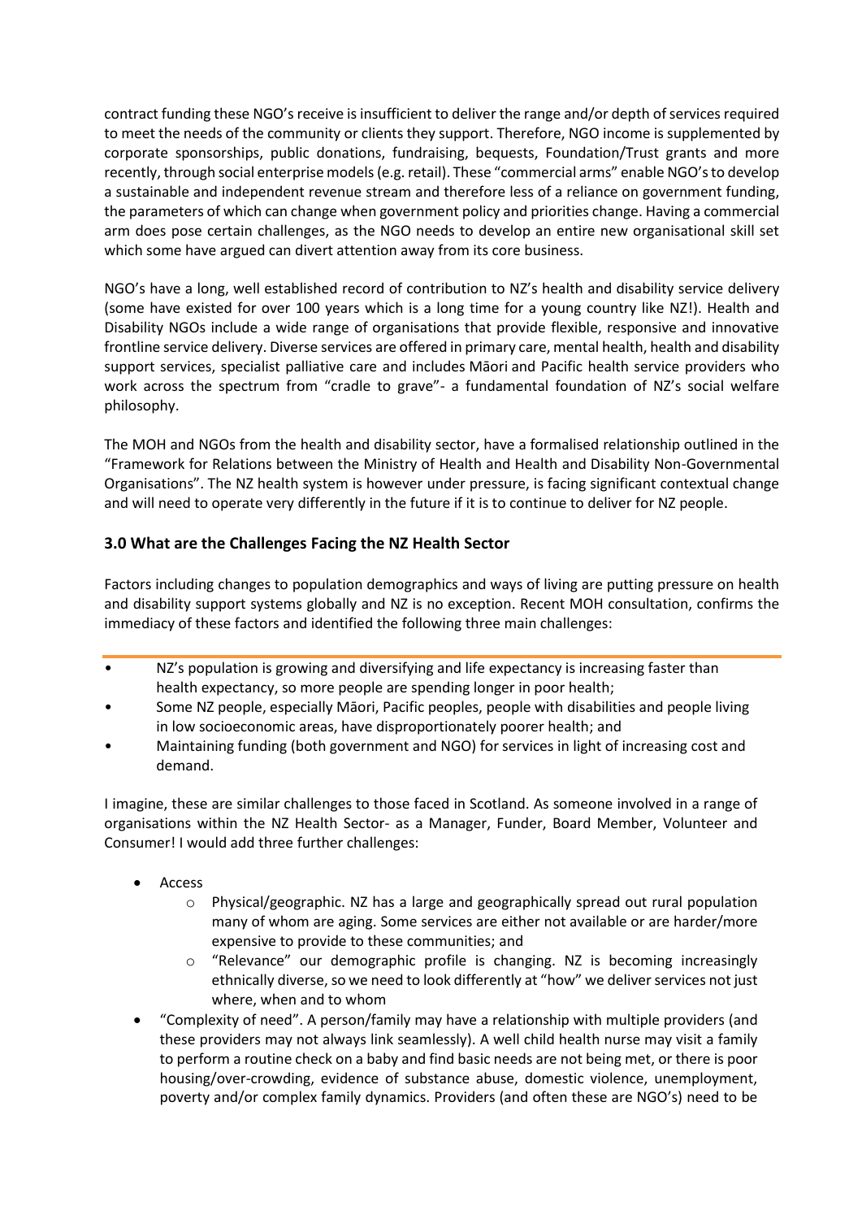contract funding these NGO's receive is insufficient to deliver the range and/or depth of services required to meet the needs of the community or clients they support. Therefore, NGO income is supplemented by corporate sponsorships, public donations, fundraising, bequests, Foundation/Trust grants and more recently, through social enterprise models (e.g. retail). These "commercial arms" enable NGO's to develop a sustainable and independent revenue stream and therefore less of a reliance on government funding, the parameters of which can change when government policy and priorities change. Having a commercial arm does pose certain challenges, as the NGO needs to develop an entire new organisational skill set which some have argued can divert attention away from its core business.

NGO's have a long, well established record of contribution to NZ's health and disability service delivery (some have existed for over 100 years which is a long time for a young country like NZ!). Health and Disability NGOs include a wide range of organisations that provide flexible, responsive and innovative frontline service delivery. Diverse services are offered in primary care, mental health, health and disability support services, specialist palliative care and includes Māori and Pacific health service providers who work across the spectrum from "cradle to grave"- a fundamental foundation of NZ's social welfare philosophy.

The MOH and NGOs from the health and disability sector, have a formalised relationship outlined in the "Framework for Relations between the Ministry of Health and Health and Disability Non-Governmental Organisations". The NZ health system is however under pressure, is facing significant contextual change and will need to operate very differently in the future if it is to continue to deliver for NZ people.

## 3.0 What are the Challenges Facing the NZ Health Sector

Factors including changes to population demographics and ways of living are putting pressure on health and disability support systems globally and NZ is no exception. Recent MOH consultation, confirms the immediacy of these factors and identified the following three main challenges:

- NZ's population is growing and diversifying and life expectancy is increasing faster than health expectancy, so more people are spending longer in poor health;
- Some NZ people, especially Māori, Pacific peoples, people with disabilities and people living in low socioeconomic areas, have disproportionately poorer health; and
- Maintaining funding (both government and NGO) for services in light of increasing cost and demand.

I imagine, these are similar challenges to those faced in Scotland. As someone involved in a range of organisations within the NZ Health Sector- as a Manager, Funder, Board Member, Volunteer and Consumer! I would add three further challenges:

- Access
  - Physical/geographic. NZ has a large and geographically spread out rural population many of whom are aging. Some services are either not available or are harder/more expensive to provide to these communities; and
  - "Relevance" our demographic profile is changing. NZ is becoming increasingly ethnically diverse, so we need to look differently at "how" we deliver services not just where, when and to whom
- "Complexity of need". A person/family may have a relationship with multiple providers (and these providers may not always link seamlessly). A well child health nurse may visit a family to perform a routine check on a baby and find basic needs are not being met, or there is poor housing/over-crowding, evidence of substance abuse, domestic violence, unemployment, poverty and/or complex family dynamics. Providers (and often these are NGO's) need to be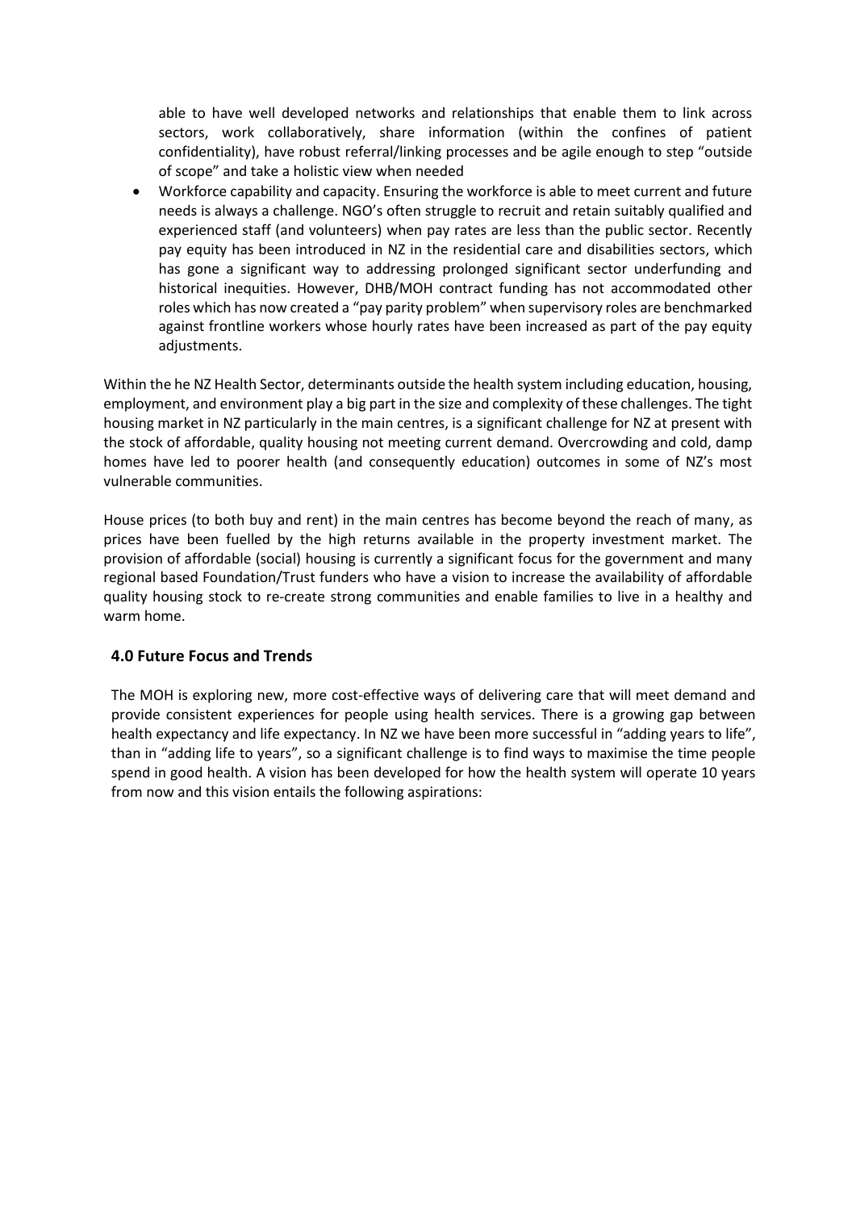able to have well developed networks and relationships that enable them to link across sectors, work collaboratively, share information (within the confines of patient confidentiality), have robust referral/linking processes and be agile enough to step "outside of scope" and take a holistic view when needed

- Workforce capability and capacity. Ensuring the workforce is able to meet current and future needs is always a challenge. NGO's often struggle to recruit and retain suitably qualified and experienced staff (and volunteers) when pay rates are less than the public sector. Recently pay equity has been introduced in NZ in the residential care and disabilities sectors, which has gone a significant way to addressing prolonged significant sector underfunding and historical inequities. However, DHB/MOH contract funding has not accommodated other roles which has now created a "pay parity problem" when supervisory roles are benchmarked against frontline workers whose hourly rates have been increased as part of the pay equity adjustments.

Within the he NZ Health Sector, determinants outside the health system including education, housing, employment, and environment play a big part in the size and complexity of these challenges. The tight housing market in NZ particularly in the main centres, is a significant challenge for NZ at present with the stock of affordable, quality housing not meeting current demand. Overcrowding and cold, damp homes have led to poorer health (and consequently education) outcomes in some of NZ's most vulnerable communities.

House prices (to both buy and rent) in the main centres has become beyond the reach of many, as prices have been fuelled by the high returns available in the property investment market. The provision of affordable (social) housing is currently a significant focus for the government and many regional based Foundation/Trust funders who have a vision to increase the availability of affordable quality housing stock to re-create strong communities and enable families to live in a healthy and warm home.

## 4.0 Future Focus and Trends

The MOH is exploring new, more cost-effective ways of delivering care that will meet demand and provide consistent experiences for people using health services. There is a growing gap between health expectancy and life expectancy. In NZ we have been more successful in "adding years to life", than in "adding life to years", so a significant challenge is to find ways to maximise the time people spend in good health. A vision has been developed for how the health system will operate 10 years from now and this vision entails the following aspirations: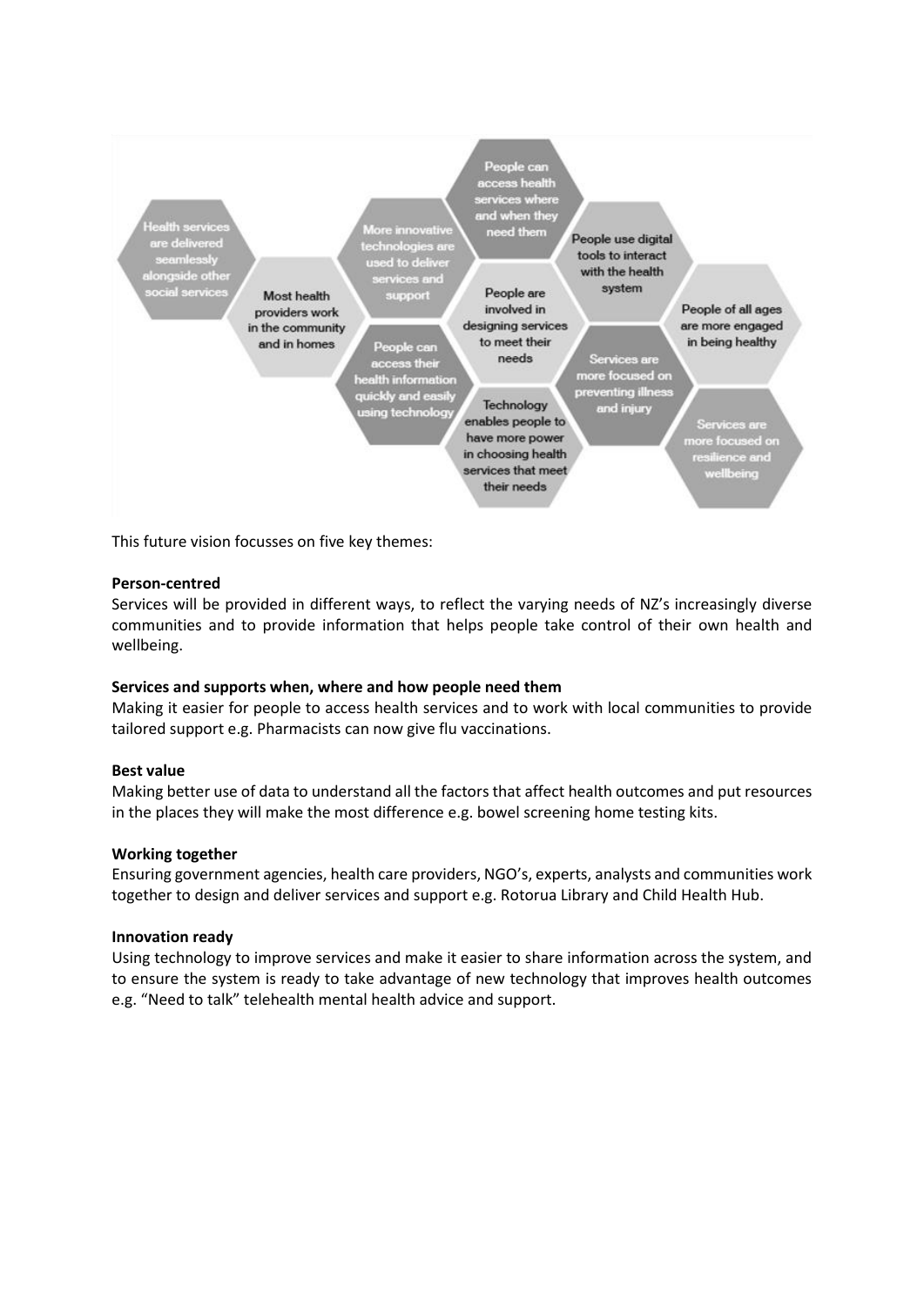- Health services are delivered seamlessly alongside other social services
- Most health providers work in the community and in homes
- More innovative technologies are used to deliver services and support
- People can access their health information quickly and easily using technology
- People can access health services where and when they need them
- People are involved in designing services to meet their needs
- Technology enables people to have more power in choosing health services that meet their needs
- People use digital tools to interact with the health system
- Services are more focused on preventing illness and injury
- People of all ages are more engaged in being healthy
- Services are more focused on resilience and wellbeing

This future vision focusses on five key themes:

**Person-centred**
Services will be provided in different ways, to reflect the varying needs of NZ's increasingly diverse communities and to provide information that helps people take control of their own health and wellbeing.

**Services and supports when, where and how people need them**
Making it easier for people to access health services and to work with local communities to provide tailored support e.g. Pharmacists can now give flu vaccinations.

**Best value**
Making better use of data to understand all the factors that affect health outcomes and put resources in the places they will make the most difference e.g. bowel screening home testing kits.

**Working together**
Ensuring government agencies, health care providers, NGO's, experts, analysts and communities work together to design and deliver services and support e.g. Rotorua Library and Child Health Hub.

**Innovation ready**
Using technology to improve services and make it easier to share information across the system, and to ensure the system is ready to take advantage of new technology that improves health outcomes e.g. "Need to talk" telehealth mental health advice and support.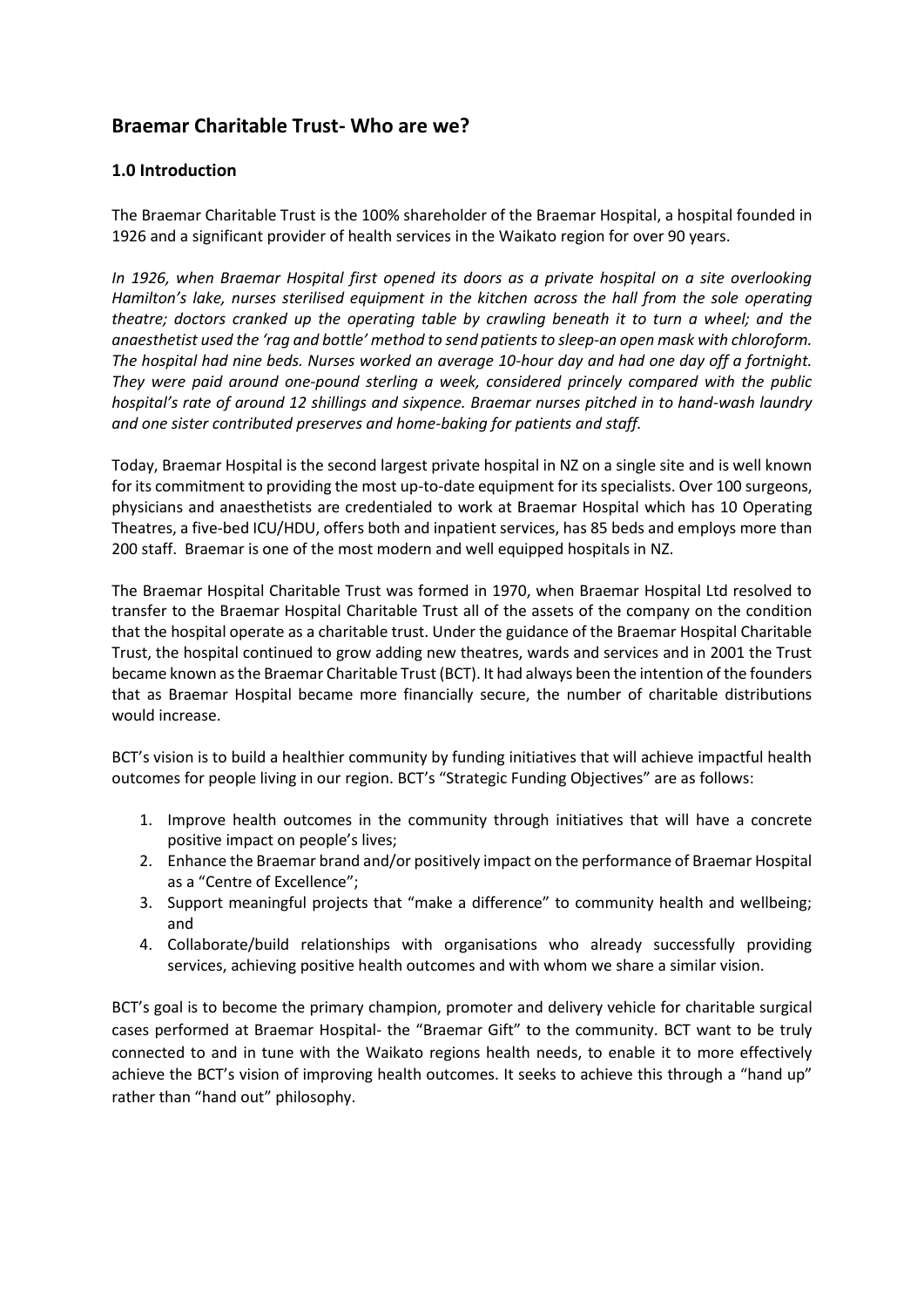## Braemar Charitable Trust- Who are we?

### 1.0 Introduction

The Braemar Charitable Trust is the 100% shareholder of the Braemar Hospital, a hospital founded in 1926 and a significant provider of health services in the Waikato region for over 90 years.

*In 1926, when Braemar Hospital first opened its doors as a private hospital on a site overlooking Hamilton's lake, nurses sterilised equipment in the kitchen across the hall from the sole operating theatre; doctors cranked up the operating table by crawling beneath it to turn a wheel; and the anaesthetist used the 'rag and bottle' method to send patients to sleep-an open mask with chloroform. The hospital had nine beds. Nurses worked an average 10-hour day and had one day off a fortnight. They were paid around one-pound sterling a week, considered princely compared with the public hospital's rate of around 12 shillings and sixpence. Braemar nurses pitched in to hand-wash laundry and one sister contributed preserves and home-baking for patients and staff.*

Today, Braemar Hospital is the second largest private hospital in NZ on a single site and is well known for its commitment to providing the most up-to-date equipment for its specialists. Over 100 surgeons, physicians and anaesthetists are credentialed to work at Braemar Hospital which has 10 Operating Theatres, a five-bed ICU/HDU, offers both and inpatient services, has 85 beds and employs more than 200 staff. Braemar is one of the most modern and well equipped hospitals in NZ.

The Braemar Hospital Charitable Trust was formed in 1970, when Braemar Hospital Ltd resolved to transfer to the Braemar Hospital Charitable Trust all of the assets of the company on the condition that the hospital operate as a charitable trust. Under the guidance of the Braemar Hospital Charitable Trust, the hospital continued to grow adding new theatres, wards and services and in 2001 the Trust became known as the Braemar Charitable Trust (BCT). It had always been the intention of the founders that as Braemar Hospital became more financially secure, the number of charitable distributions would increase.

BCT's vision is to build a healthier community by funding initiatives that will achieve impactful health outcomes for people living in our region. BCT's "Strategic Funding Objectives" are as follows:

1. Improve health outcomes in the community through initiatives that will have a concrete positive impact on people's lives;
2. Enhance the Braemar brand and/or positively impact on the performance of Braemar Hospital as a "Centre of Excellence";
3. Support meaningful projects that "make a difference" to community health and wellbeing; and
4. Collaborate/build relationships with organisations who already successfully providing services, achieving positive health outcomes and with whom we share a similar vision.

BCT's goal is to become the primary champion, promoter and delivery vehicle for charitable surgical cases performed at Braemar Hospital- the "Braemar Gift" to the community. BCT want to be truly connected to and in tune with the Waikato regions health needs, to enable it to more effectively achieve the BCT's vision of improving health outcomes. It seeks to achieve this through a "hand up" rather than "hand out" philosophy.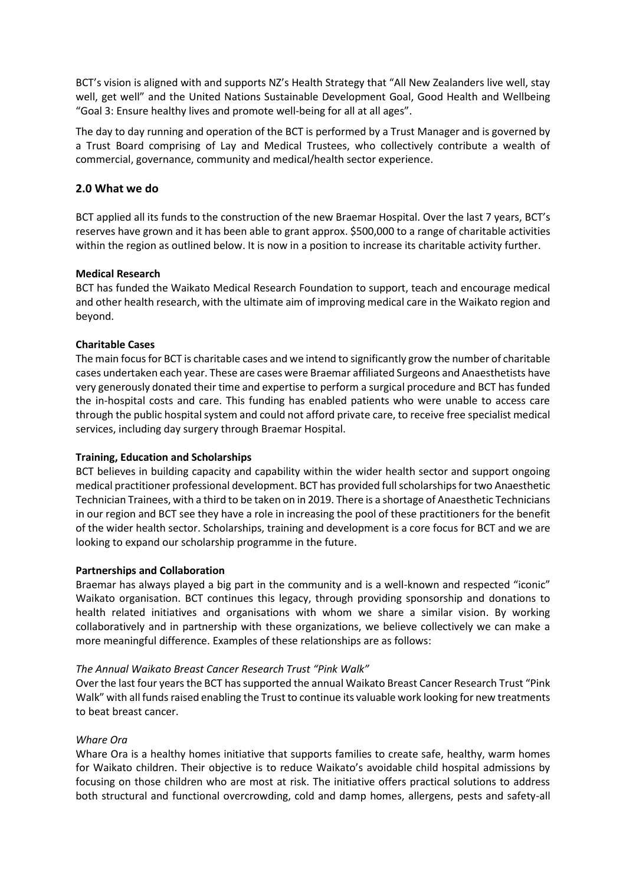BCT's vision is aligned with and supports NZ's Health Strategy that "All New Zealanders live well, stay well, get well" and the United Nations Sustainable Development Goal, Good Health and Wellbeing "Goal 3: Ensure healthy lives and promote well-being for all at all ages".

The day to day running and operation of the BCT is performed by a Trust Manager and is governed by a Trust Board comprising of Lay and Medical Trustees, who collectively contribute a wealth of commercial, governance, community and medical/health sector experience.

## 2.0 What we do

BCT applied all its funds to the construction of the new Braemar Hospital. Over the last 7 years, BCT's reserves have grown and it has been able to grant approx. $500,000 to a range of charitable activities within the region as outlined below. It is now in a position to increase its charitable activity further.

**Medical Research**

BCT has funded the Waikato Medical Research Foundation to support, teach and encourage medical and other health research, with the ultimate aim of improving medical care in the Waikato region and beyond.

**Charitable Cases**

The main focus for BCT is charitable cases and we intend to significantly grow the number of charitable cases undertaken each year. These are cases were Braemar affiliated Surgeons and Anaesthetists have very generously donated their time and expertise to perform a surgical procedure and BCT has funded the in-hospital costs and care. This funding has enabled patients who were unable to access care through the public hospital system and could not afford private care, to receive free specialist medical services, including day surgery through Braemar Hospital.

**Training, Education and Scholarships**

BCT believes in building capacity and capability within the wider health sector and support ongoing medical practitioner professional development. BCT has provided full scholarships for two Anaesthetic Technician Trainees, with a third to be taken on in 2019. There is a shortage of Anaesthetic Technicians in our region and BCT see they have a role in increasing the pool of these practitioners for the benefit of the wider health sector. Scholarships, training and development is a core focus for BCT and we are looking to expand our scholarship programme in the future.

**Partnerships and Collaboration**

Braemar has always played a big part in the community and is a well-known and respected "iconic" Waikato organisation. BCT continues this legacy, through providing sponsorship and donations to health related initiatives and organisations with whom we share a similar vision. By working collaboratively and in partnership with these organizations, we believe collectively we can make a more meaningful difference. Examples of these relationships are as follows:

*The Annual Waikato Breast Cancer Research Trust "Pink Walk"*

Over the last four years the BCT has supported the annual Waikato Breast Cancer Research Trust "Pink Walk" with all funds raised enabling the Trust to continue its valuable work looking for new treatments to beat breast cancer.

*Whare Ora*

Whare Ora is a healthy homes initiative that supports families to create safe, healthy, warm homes for Waikato children. Their objective is to reduce Waikato's avoidable child hospital admissions by focusing on those children who are most at risk. The initiative offers practical solutions to address both structural and functional overcrowding, cold and damp homes, allergens, pests and safety-all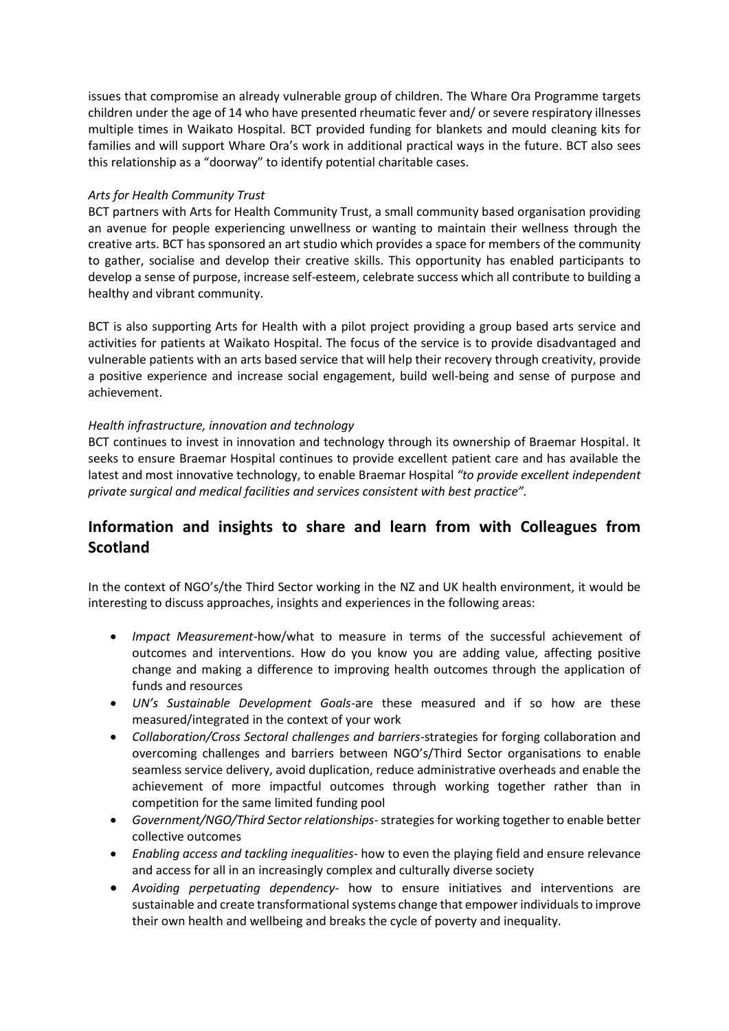issues that compromise an already vulnerable group of children. The Whare Ora Programme targets children under the age of 14 who have presented rheumatic fever and/ or severe respiratory illnesses multiple times in Waikato Hospital. BCT provided funding for blankets and mould cleaning kits for families and will support Whare Ora's work in additional practical ways in the future. BCT also sees this relationship as a "doorway" to identify potential charitable cases.

*Arts for Health Community Trust*

BCT partners with Arts for Health Community Trust, a small community based organisation providing an avenue for people experiencing unwellness or wanting to maintain their wellness through the creative arts. BCT has sponsored an art studio which provides a space for members of the community to gather, socialise and develop their creative skills. This opportunity has enabled participants to develop a sense of purpose, increase self-esteem, celebrate success which all contribute to building a healthy and vibrant community.

BCT is also supporting Arts for Health with a pilot project providing a group based arts service and activities for patients at Waikato Hospital. The focus of the service is to provide disadvantaged and vulnerable patients with an arts based service that will help their recovery through creativity, provide a positive experience and increase social engagement, build well-being and sense of purpose and achievement.

*Health infrastructure, innovation and technology*

BCT continues to invest in innovation and technology through its ownership of Braemar Hospital. It seeks to ensure Braemar Hospital continues to provide excellent patient care and has available the latest and most innovative technology, to enable Braemar Hospital *"to provide excellent independent private surgical and medical facilities and services consistent with best practice".*

## Information and insights to share and learn from with Colleagues from Scotland

In the context of NGO's/the Third Sector working in the NZ and UK health environment, it would be interesting to discuss approaches, insights and experiences in the following areas:

- *Impact Measurement*-how/what to measure in terms of the successful achievement of outcomes and interventions. How do you know you are adding value, affecting positive change and making a difference to improving health outcomes through the application of funds and resources
- *UN's Sustainable Development Goals*-are these measured and if so how are these measured/integrated in the context of your work
- *Collaboration/Cross Sectoral challenges and barriers*-strategies for forging collaboration and overcoming challenges and barriers between NGO's/Third Sector organisations to enable seamless service delivery, avoid duplication, reduce administrative overheads and enable the achievement of more impactful outcomes through working together rather than in competition for the same limited funding pool
- *Government/NGO/Third Sector relationships*- strategies for working together to enable better collective outcomes
- *Enabling access and tackling inequalities*- how to even the playing field and ensure relevance and access for all in an increasingly complex and culturally diverse society
- *Avoiding perpetuating dependency*- how to ensure initiatives and interventions are sustainable and create transformational systems change that empower individuals to improve their own health and wellbeing and breaks the cycle of poverty and inequality.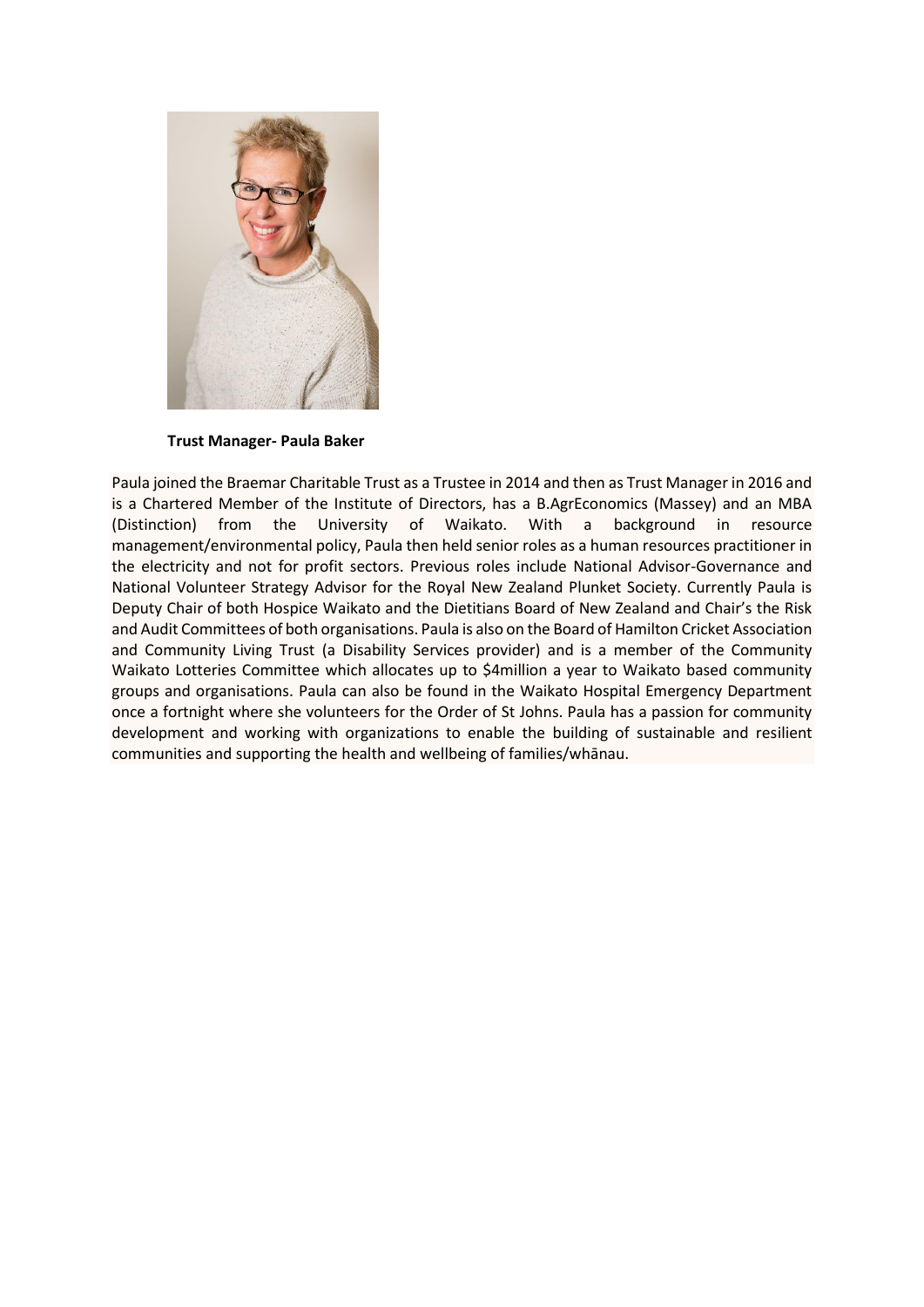**Trust Manager- Paula Baker**

Paula joined the Braemar Charitable Trust as a Trustee in 2014 and then as Trust Manager in 2016 and is a Chartered Member of the Institute of Directors, has a B.AgrEconomics (Massey) and an MBA (Distinction) from the University of Waikato. With a background in resource management/environmental policy, Paula then held senior roles as a human resources practitioner in the electricity and not for profit sectors. Previous roles include National Advisor-Governance and National Volunteer Strategy Advisor for the Royal New Zealand Plunket Society. Currently Paula is Deputy Chair of both Hospice Waikato and the Dietitians Board of New Zealand and Chair's the Risk and Audit Committees of both organisations. Paula is also on the Board of Hamilton Cricket Association and Community Living Trust (a Disability Services provider) and is a member of the Community Waikato Lotteries Committee which allocates up to $4million a year to Waikato based community groups and organisations. Paula can also be found in the Waikato Hospital Emergency Department once a fortnight where she volunteers for the Order of St Johns. Paula has a passion for community development and working with organizations to enable the building of sustainable and resilient communities and supporting the health and wellbeing of families/whānau.